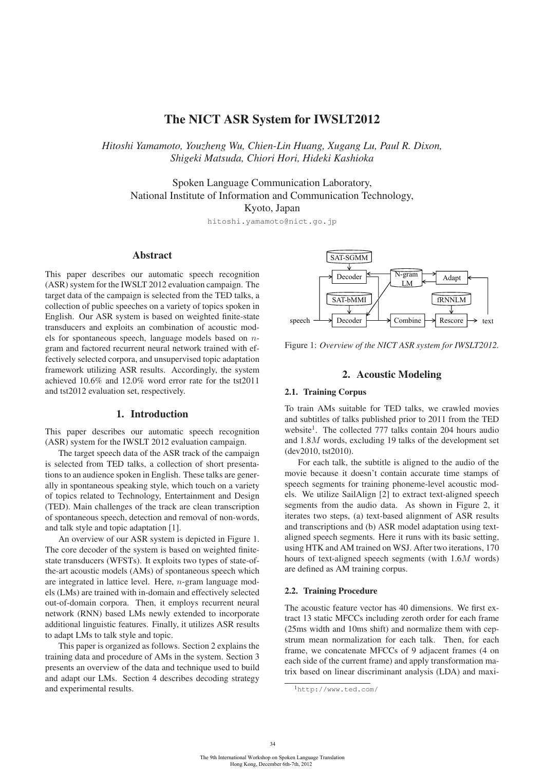# The NICT ASR System for IWSLT2012

*Hitoshi Yamamoto, Youzheng Wu, Chien-Lin Huang, Xugang Lu, Paul R. Dixon, Shigeki Matsuda, Chiori Hori, Hideki Kashioka*

Spoken Language Communication Laboratory,
National Institute of Information and Communication Technology,
Kyoto, Japan

hitoshi.yamamoto@nict.go.jp

## Abstract

This paper describes our automatic speech recognition (ASR) system for the IWSLT 2012 evaluation campaign. The target data of the campaign is selected from the TED talks, a collection of public speeches on a variety of topics spoken in English. Our ASR system is based on weighted finite-state transducers and exploits an combination of acoustic models for spontaneous speech, language models based on $n$-gram and factored recurrent neural network trained with effectively selected corpora, and unsupervised topic adaptation framework utilizing ASR results. Accordingly, the system achieved 10.6% and 12.0% word error rate for the tst2011 and tst2012 evaluation set, respectively.

## 1. Introduction

This paper describes our automatic speech recognition (ASR) system for the IWSLT 2012 evaluation campaign.

The target speech data of the ASR track of the campaign is selected from TED talks, a collection of short presentations to an audience spoken in English. These talks are generally in spontaneous speaking style, which touch on a variety of topics related to Technology, Entertainment and Design (TED). Main challenges of the track are clean transcription of spontaneous speech, detection and removal of non-words, and talk style and topic adaptation [1].

An overview of our ASR system is depicted in Figure 1. The core decoder of the system is based on weighted finite-state transducers (WFSTs). It exploits two types of state-of-the-art acoustic models (AMs) of spontaneous speech which are integrated in lattice level. Here, $n$-gram language models (LMs) are trained with in-domain and effectively selected out-of-domain corpora. Then, it employs recurrent neural network (RNN) based LMs newly extended to incorporate additional linguistic features. Finally, it utilizes ASR results to adapt LMs to talk style and topic.

This paper is organized as follows. Section 2 explains the training data and procedure of AMs in the system. Section 3 presents an overview of the data and technique used to build and adapt our LMs. Section 4 describes decoding strategy and experimental results.

Figure 1: *Overview of the NICT ASR system for IWSLT2012.*

## 2. Acoustic Modeling

### 2.1. Training Corpus

To train AMs suitable for TED talks, we crawled movies and subtitles of talks published prior to 2011 from the TED website[1]. The collected 777 talks contain 204 hours audio and 1.8$M$ words, excluding 19 talks of the development set (dev2010, tst2010).

For each talk, the subtitle is aligned to the audio of the movie because it doesn't contain accurate time stamps of speech segments for training phoneme-level acoustic models. We utilize SailAlign [2] to extract text-aligned speech segments from the audio data. As shown in Figure 2, it iterates two steps, (a) text-based alignment of ASR results and transcriptions and (b) ASR model adaptation using text-aligned speech segments. Here it runs with its basic setting, using HTK and AM trained on WSJ. After two iterations, 170 hours of text-aligned speech segments (with 1.6$M$ words) are defined as AM training corpus.

### 2.2. Training Procedure

The acoustic feature vector has 40 dimensions. We first extract 13 static MFCCs including zeroth order for each frame (25ms width and 10ms shift) and normalize them with cepstrum mean normalization for each talk. Then, for each frame, we concatenate MFCCs of 9 adjacent frames (4 on each side of the current frame) and apply transformation matrix based on linear discriminant analysis (LDA) and maxi-

[1] http://www.ted.com/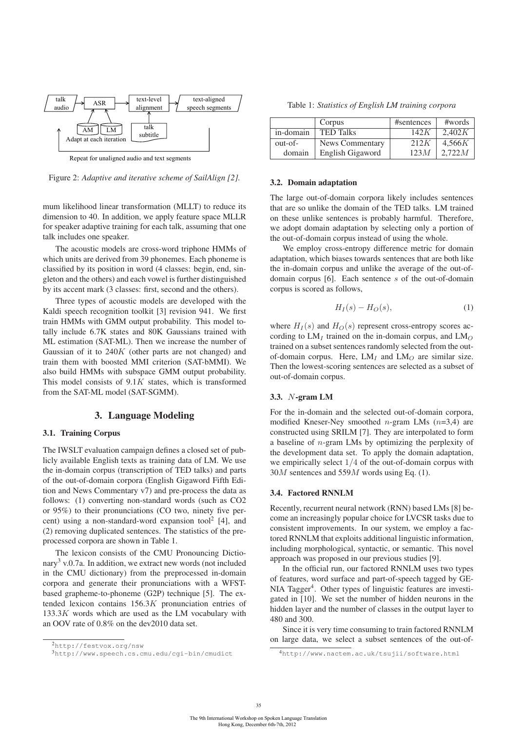Figure 2: *Adaptive and iterative scheme of SailAlign [2].*

mum likelihood linear transformation (MLLT) to reduce its dimension to 40. In addition, we apply feature space MLLR for speaker adaptive training for each talk, assuming that one talk includes one speaker.

The acoustic models are cross-word triphone HMMs of which units are derived from 39 phonemes. Each phoneme is classified by its position in word (4 classes: begin, end, singleton and the others) and each vowel is further distinguished by its accent mark (3 classes: first, second and the others).

Three types of acoustic models are developed with the Kaldi speech recognition toolkit [3] revision 941. We first train HMMs with GMM output probability. This model totally include 6.7K states and 80K Gaussians trained with ML estimation (SAT-ML). Then we increase the number of Gaussian of it to $240K$ (other parts are not changed) and train them with boosted MMI criterion (SAT-bMMI). We also build HMMs with subspace GMM output probability. This model consists of $9.1K$ states, which is transformed from the SAT-ML model (SAT-SGMM).

## 3. Language Modeling

### 3.1. Training Corpus

The IWSLT evaluation campaign defines a closed set of publicly available English texts as training data of LM. We use the in-domain corpus (transcription of TED talks) and parts of the out-of-domain corpora (English Gigaword Fifth Edition and News Commentary v7) and pre-process the data as follows: (1) converting non-standard words (such as CO2 or 95%) to their pronunciations (CO two, ninety five percent) using a non-standard-word expansion tool[2] [4], and (2) removing duplicated sentences. The statistics of the preprocessed corpora are shown in Table 1.

The lexicon consists of the CMU Pronouncing Dictionary[3] v.0.7a. In addition, we extract new words (not included in the CMU dictionary) from the preprocessed in-domain corpora and generate their pronunciations with a WFST-based grapheme-to-phoneme (G2P) technique [5]. The extended lexicon contains $156.3K$ pronunciation entries of $133.3K$ words which are used as the LM vocabulary with an OOV rate of 0.8% on the dev2010 data set.

[2] http://festvox.org/nsw

[3] http://www.speech.cs.cmu.edu/cgi-bin/cmudict

Table 1: *Statistics of English LM training corpora*

| | Corpus | #sentences | #words |
|---|---|---|---|
| in-domain | TED Talks | $142K$ | $2{,}402K$ |
| out-of-domain | News Commentary | $212K$ | $4{,}566K$ |
| | English Gigaword | $123M$ | $2{,}722M$ |

### 3.2. Domain adaptation

The large out-of-domain corpora likely includes sentences that are so unlike the domain of the TED talks. LM trained on these unlike sentences is probably harmful. Therefore, we adopt domain adaptation by selecting only a portion of the out-of-domain corpus instead of using the whole.

We employ cross-entropy difference metric for domain adaptation, which biases towards sentences that are both like the in-domain corpus and unlike the average of the out-of-domain corpus [6]. Each sentence $s$ of the out-of-domain corpus is scored as follows,

$$H_I(s) - H_O(s), \tag{1}$$

where $H_I(s)$ and $H_O(s)$ represent cross-entropy scores according to $\text{LM}_I$ trained on the in-domain corpus, and $\text{LM}_O$ trained on a subset sentences randomly selected from the out-of-domain corpus. Here, $\text{LM}_I$ and $\text{LM}_O$ are similar size. Then the lowest-scoring sentences are selected as a subset of out-of-domain corpus.

### 3.3. $N$-gram LM

For the in-domain and the selected out-of-domain corpora, modified Kneser-Ney smoothed $n$-gram LMs ($n$=3,4) are constructed using SRILM [7]. They are interpolated to form a baseline of $n$-gram LMs by optimizing the perplexity of the development data set. To apply the domain adaptation, we empirically select $1/4$ of the out-of-domain corpus with $30M$ sentences and $559M$ words using Eq. (1).

### 3.4. Factored RNNLM

Recently, recurrent neural network (RNN) based LMs [8] become an increasingly popular choice for LVCSR tasks due to consistent improvements. In our system, we employ a factored RNNLM that exploits additional linguistic information, including morphological, syntactic, or semantic. This novel approach was proposed in our previous studies [9].

In the official run, our factored RNNLM uses two types of features, word surface and part-of-speech tagged by GENIA Tagger[4]. Other types of linguistic features are investigated in [10]. We set the number of hidden neurons in the hidden layer and the number of classes in the output layer to 480 and 300.

Since it is very time consuming to train factored RNNLM on large data, we select a subset sentences of the out-of-

[4] http://www.nactem.ac.uk/tsujii/software.html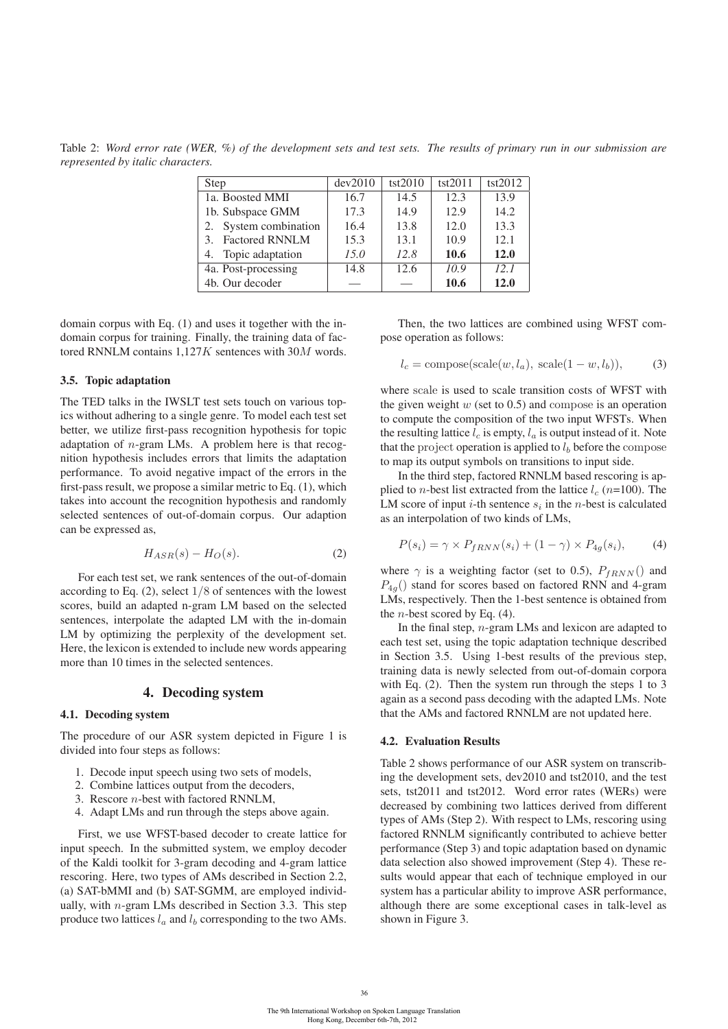Table 2: *Word error rate (WER, %) of the development sets and test sets. The results of primary run in our submission are represented by italic characters.*

| Step | dev2010 | tst2010 | tst2011 | tst2012 |
|---|---|---|---|---|
| 1a. Boosted MMI | 16.7 | 14.5 | 12.3 | 13.9 |
| 1b. Subspace GMM | 17.3 | 14.9 | 12.9 | 14.2 |
| 2. System combination | 16.4 | 13.8 | 12.0 | 13.3 |
| 3. Factored RNNLM | 15.3 | 13.1 | 10.9 | 12.1 |
| 4. Topic adaptation | *15.0* | *12.8* | **10.6** | **12.0** |
| 4a. Post-processing | 14.8 | 12.6 | *10.9* | *12.1* |
| 4b. Our decoder | — | — | **10.6** | **12.0** |

domain corpus with Eq. (1) and uses it together with the in-domain corpus for training. Finally, the training data of factored RNNLM contains 1,127$K$ sentences with 30$M$ words.

### 3.5. Topic adaptation

The TED talks in the IWSLT test sets touch on various topics without adhering to a single genre. To model each test set better, we utilize first-pass recognition hypothesis for topic adaptation of $n$-gram LMs. A problem here is that recognition hypothesis includes errors that limits the adaptation performance. To avoid negative impact of the errors in the first-pass result, we propose a similar metric to Eq. (1), which takes into account the recognition hypothesis and randomly selected sentences of out-of-domain corpus. Our adaption can be expressed as,

$$H_{ASR}(s) - H_O(s). \tag{2}$$

For each test set, we rank sentences of the out-of-domain according to Eq. (2), select $1/8$ of sentences with the lowest scores, build an adapted n-gram LM based on the selected sentences, interpolate the adapted LM with the in-domain LM by optimizing the perplexity of the development set. Here, the lexicon is extended to include new words appearing more than 10 times in the selected sentences.

## 4. Decoding system

### 4.1. Decoding system

The procedure of our ASR system depicted in Figure 1 is divided into four steps as follows:

1. Decode input speech using two sets of models,
2. Combine lattices output from the decoders,
3. Rescore $n$-best with factored RNNLM,
4. Adapt LMs and run through the steps above again.

First, we use WFST-based decoder to create lattice for input speech. In the submitted system, we employ decoder of the Kaldi toolkit for 3-gram decoding and 4-gram lattice rescoring. Here, two types of AMs described in Section 2.2, (a) SAT-bMMI and (b) SAT-SGMM, are employed individually, with $n$-gram LMs described in Section 3.3. This step produce two lattices $l_a$ and $l_b$ corresponding to the two AMs.

Then, the two lattices are combined using WFST compose operation as follows:

$$l_c = \mathrm{compose}(\mathrm{scale}(w, l_a),\ \mathrm{scale}(1 - w, l_b)), \tag{3}$$

where scale is used to scale transition costs of WFST with the given weight $w$ (set to 0.5) and compose is an operation to compute the composition of the two input WFSTs. When the resulting lattice $l_c$ is empty, $l_a$ is output instead of it. Note that the project operation is applied to $l_b$ before the compose to map its output symbols on transitions to input side.

In the third step, factored RNNLM based rescoring is applied to $n$-best list extracted from the lattice $l_c$ ($n$=100). The LM score of input $i$-th sentence $s_i$ in the $n$-best is calculated as an interpolation of two kinds of LMs,

$$P(s_i) = \gamma \times P_{fRNN}(s_i) + (1 - \gamma) \times P_{4g}(s_i), \tag{4}$$

where $\gamma$ is a weighting factor (set to 0.5), $P_{fRNN}()$ and $P_{4g}()$ stand for scores based on factored RNN and 4-gram LMs, respectively. Then the 1-best sentence is obtained from the $n$-best scored by Eq. (4).

In the final step, $n$-gram LMs and lexicon are adapted to each test set, using the topic adaptation technique described in Section 3.5. Using 1-best results of the previous step, training data is newly selected from out-of-domain corpora with Eq. (2). Then the system run through the steps 1 to 3 again as a second pass decoding with the adapted LMs. Note that the AMs and factored RNNLM are not updated here.

### 4.2. Evaluation Results

Table 2 shows performance of our ASR system on transcribing the development sets, dev2010 and tst2010, and the test sets, tst2011 and tst2012. Word error rates (WERs) were decreased by combining two lattices derived from different types of AMs (Step 2). With respect to LMs, rescoring using factored RNNLM significantly contributed to achieve better performance (Step 3) and topic adaptation based on dynamic data selection also showed improvement (Step 4). These results would appear that each of technique employed in our system has a particular ability to improve ASR performance, although there are some exceptional cases in talk-level as shown in Figure 3.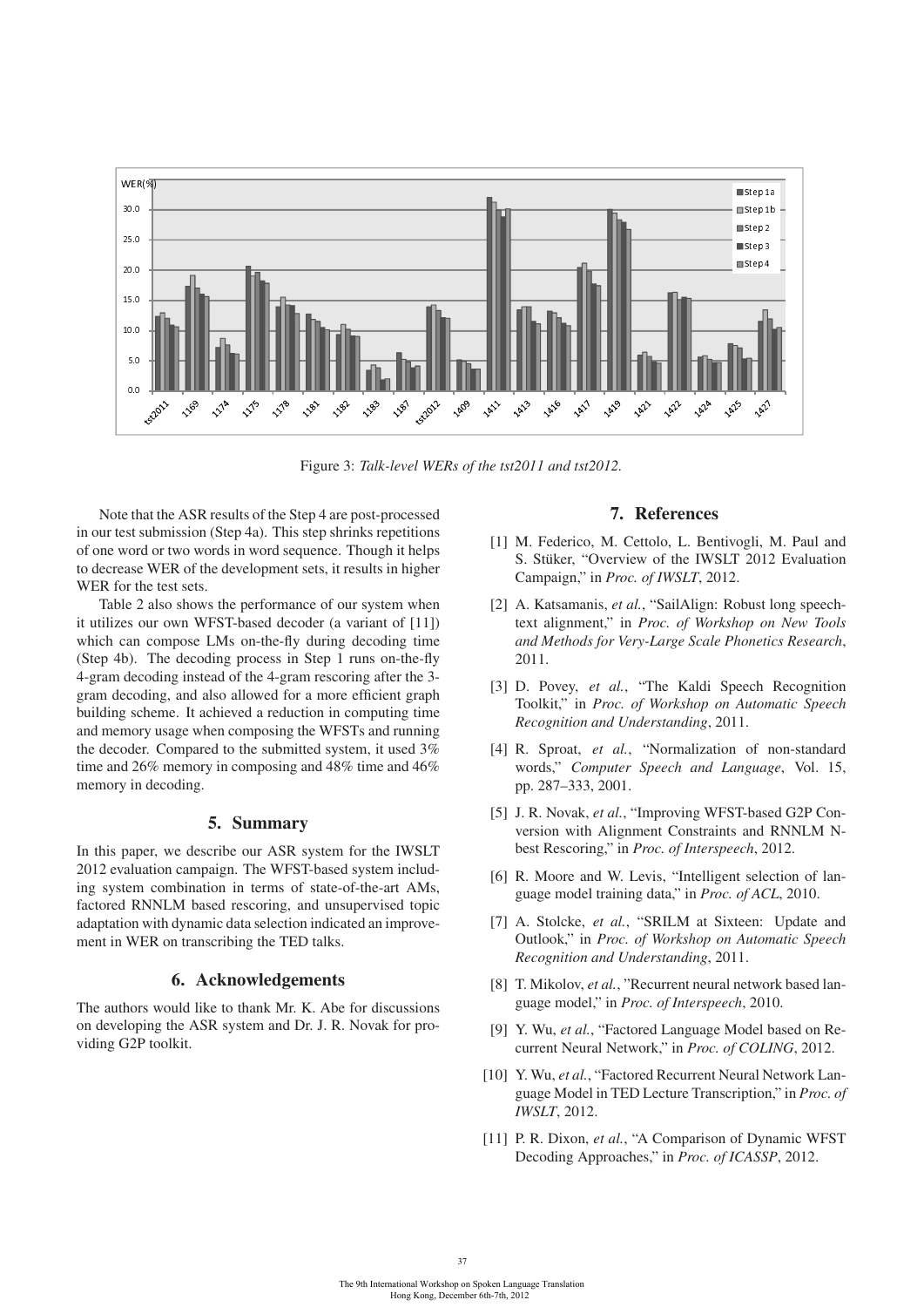WER(%)

30.0

25.0

20.0

15.0

10.0

5.0

0.0

tst2011 1169 1174 1175 1178 1181 1182 1183 1187 tst2012 1409 1411 1413 1416 1417 1419 1421 1422 1424 1425 1427

Step 1a
Step 1b
Step 2
Step 3
Step 4

Figure 3: *Talk-level WERs of the tst2011 and tst2012.*

Note that the ASR results of the Step 4 are post-processed in our test submission (Step 4a). This step shrinks repetitions of one word or two words in word sequence. Though it helps to decrease WER of the development sets, it results in higher WER for the test sets.

Table 2 also shows the performance of our system when it utilizes our own WFST-based decoder (a variant of [11]) which can compose LMs on-the-fly during decoding time (Step 4b). The decoding process in Step 1 runs on-the-fly 4-gram decoding instead of the 4-gram rescoring after the 3-gram decoding, and also allowed for a more efficient graph building scheme. It achieved a reduction in computing time and memory usage when composing the WFSTs and running the decoder. Compared to the submitted system, it used 3% time and 26% memory in composing and 48% time and 46% memory in decoding.

## 5. Summary

In this paper, we describe our ASR system for the IWSLT 2012 evaluation campaign. The WFST-based system including system combination in terms of state-of-the-art AMs, factored RNNLM based rescoring, and unsupervised topic adaptation with dynamic data selection indicated an improvement in WER on transcribing the TED talks.

## 6. Acknowledgements

The authors would like to thank Mr. K. Abe for discussions on developing the ASR system and Dr. J. R. Novak for providing G2P toolkit.

## 7. References

[1] M. Federico, M. Cettolo, L. Bentivogli, M. Paul and S. Stüker, "Overview of the IWSLT 2012 Evaluation Campaign," in *Proc. of IWSLT*, 2012.

[2] A. Katsamanis, *et al.*, "SailAlign: Robust long speech-text alignment," in *Proc. of Workshop on New Tools and Methods for Very-Large Scale Phonetics Research*, 2011.

[3] D. Povey, *et al.*, "The Kaldi Speech Recognition Toolkit," in *Proc. of Workshop on Automatic Speech Recognition and Understanding*, 2011.

[4] R. Sproat, *et al.*, "Normalization of non-standard words," *Computer Speech and Language*, Vol. 15, pp. 287–333, 2001.

[5] J. R. Novak, *et al.*, "Improving WFST-based G2P Conversion with Alignment Constraints and RNNLM N-best Rescoring," in *Proc. of Interspeech*, 2012.

[6] R. Moore and W. Levis, "Intelligent selection of language model training data," in *Proc. of ACL*, 2010.

[7] A. Stolcke, *et al.*, "SRILM at Sixteen: Update and Outlook," in *Proc. of Workshop on Automatic Speech Recognition and Understanding*, 2011.

[8] T. Mikolov, *et al.*, "Recurrent neural network based language model," in *Proc. of Interspeech*, 2010.

[9] Y. Wu, *et al.*, "Factored Language Model based on Recurrent Neural Network," in *Proc. of COLING*, 2012.

[10] Y. Wu, *et al.*, "Factored Recurrent Neural Network Language Model in TED Lecture Transcription," in *Proc. of IWSLT*, 2012.

[11] P. R. Dixon, *et al.*, "A Comparison of Dynamic WFST Decoding Approaches," in *Proc. of ICASSP*, 2012.